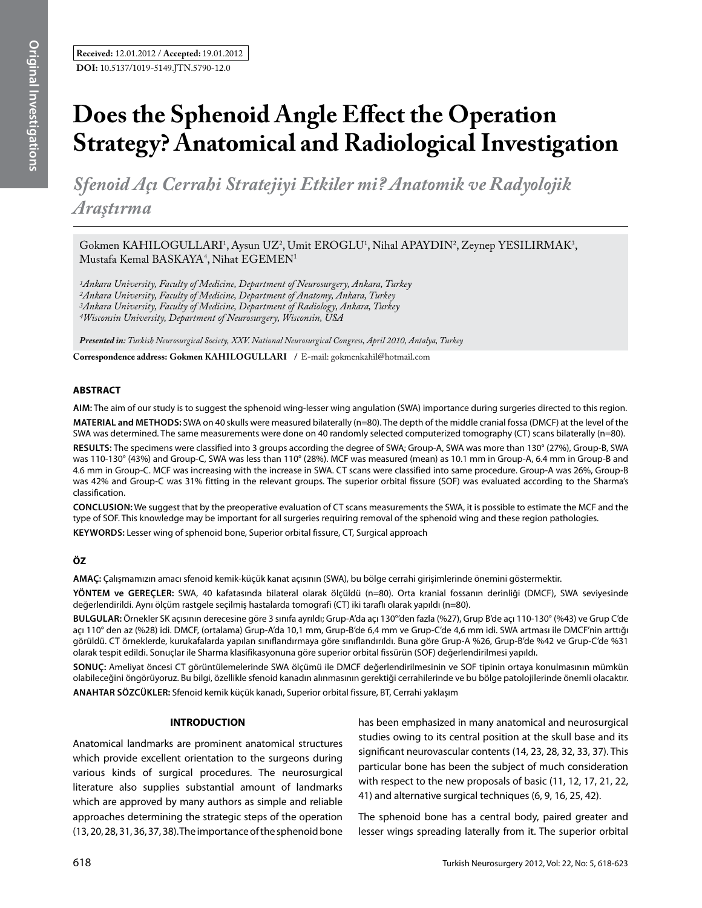**Received:** 12.01.2012 / **Accepted:** 19.01.2012

**DOI:** 10.5137/1019-5149.JTN.5790-12.0

# Does the Sphenoid Angle Effect the Operation Strategy? Anatomical and Radiological Investigation

## *Sfenoid Açı Cerrahi Stratejiyi Etkiler mi? Anatomik ve Radyolojik Araştırma*

Gokmen KAHILOGULLARI[1], Aysun UZ[2], Umit EROGLU[1], Nihal APAYDIN[2], Zeynep YESILIRMAK[3], Mustafa Kemal BASKAYA[4], Nihat EGEMEN[1]

*[1]Ankara University, Faculty of Medicine, Department of Neurosurgery, Ankara, Turkey*
*[2]Ankara University, Faculty of Medicine, Department of Anatomy, Ankara, Turkey*
*[3]Ankara University, Faculty of Medicine, Department of Radiology, Ankara, Turkey*
*[4]Wisconsin University, Department of Neurosurgery, Wisconsin, USA*

***Presented in:** Turkish Neurosurgical Society, XXV. National Neurosurgical Congress, April 2010, Antalya, Turkey*

**Correspondence address: Gokmen KAHILOGULLARI** / E-mail: gokmenkahil@hotmail.com

## ABSTRACT

**AIM:** The aim of our study is to suggest the sphenoid wing-lesser wing angulation (SWA) importance during surgeries directed to this region.

**MATERIAL and METHODS:** SWA on 40 skulls were measured bilaterally (n=80). The depth of the middle cranial fossa (DMCF) at the level of the SWA was determined. The same measurements were done on 40 randomly selected computerized tomography (CT) scans bilaterally (n=80).

**RESULTS:** The specimens were classified into 3 groups according the degree of SWA; Group-A, SWA was more than 130° (27%), Group-B, SWA was 110-130° (43%) and Group-C, SWA was less than 110° (28%). MCF was measured (mean) as 10.1 mm in Group-A, 6.4 mm in Group-B and 4.6 mm in Group-C. MCF was increasing with the increase in SWA. CT scans were classified into same procedure. Group-A was 26%, Group-B was 42% and Group-C was 31% fitting in the relevant groups. The superior orbital fissure (SOF) was evaluated according to the Sharma's classification.

**CONCLUSION:** We suggest that by the preoperative evaluation of CT scans measurements the SWA, it is possible to estimate the MCF and the type of SOF. This knowledge may be important for all surgeries requiring removal of the sphenoid wing and these region pathologies.

**KEYWORDS:** Lesser wing of sphenoid bone, Superior orbital fissure, CT, Surgical approach

## ÖZ

**AMAÇ:** Çalışmamızın amacı sfenoid kemik-küçük kanat açısının (SWA), bu bölge cerrahi girişimlerinde önemini göstermektir.

**YÖNTEM ve GEREÇLER:** SWA, 40 kafatasında bilateral olarak ölçüldü (n=80). Orta kranial fossanın derinliği (DMCF), SWA seviyesinde değerlendirildi. Aynı ölçüm rastgele seçilmiş hastalarda tomografi (CT) iki taraflı olarak yapıldı (n=80).

**BULGULAR:** Örnekler SK açısının derecesine göre 3 sınıfa ayrıldı; Grup-A'da açı 130°'den fazla (%27), Grup B'de açı 110-130° (%43) ve Grup C'de açı 110° den az (%28) idi. DMCF, (ortalama) Grup-A'da 10,1 mm, Grup-B'de 6,4 mm ve Grup-C'de 4,6 mm idi. SWA artması ile DMCF'nin arttığı görüldü. CT örneklerde, kurukafalarda yapılan sınıflandırmaya göre sınıflandırıldı. Buna göre Grup-A %26, Grup-B'de %42 ve Grup-C'de %31 olarak tespit edildi. Sonuçlar ile Sharma klasifikasyonuna göre superior orbital fissürün (SOF) değerlendirilmesi yapıldı.

**SONUÇ:** Ameliyat öncesi CT görüntülemelerinde SWA ölçümü ile DMCF değerlendirilmesinin ve SOF tipinin ortaya konulmasının mümkün olabileceğini öngörüyoruz. Bu bilgi, özellikle sfenoid kanadın alınmasının gerektiği cerrahilerinde ve bu bölge patolojilerinde önemli olacaktır.

**ANAHTAR SÖZCÜKLER:** Sfenoid kemik küçük kanadı, Superior orbital fissure, BT, Cerrahi yaklaşım

## INTRODUCTION

Anatomical landmarks are prominent anatomical structures which provide excellent orientation to the surgeons during various kinds of surgical procedures. The neurosurgical literature also supplies substantial amount of landmarks which are approved by many authors as simple and reliable approaches determining the strategic steps of the operation (13, 20, 28, 31, 36, 37, 38). The importance of the sphenoid bone has been emphasized in many anatomical and neurosurgical studies owing to its central position at the skull base and its significant neurovascular contents (14, 23, 28, 32, 33, 37). This particular bone has been the subject of much consideration with respect to the new proposals of basic (11, 12, 17, 21, 22, 41) and alternative surgical techniques (6, 9, 16, 25, 42).

The sphenoid bone has a central body, paired greater and lesser wings spreading laterally from it. The superior orbital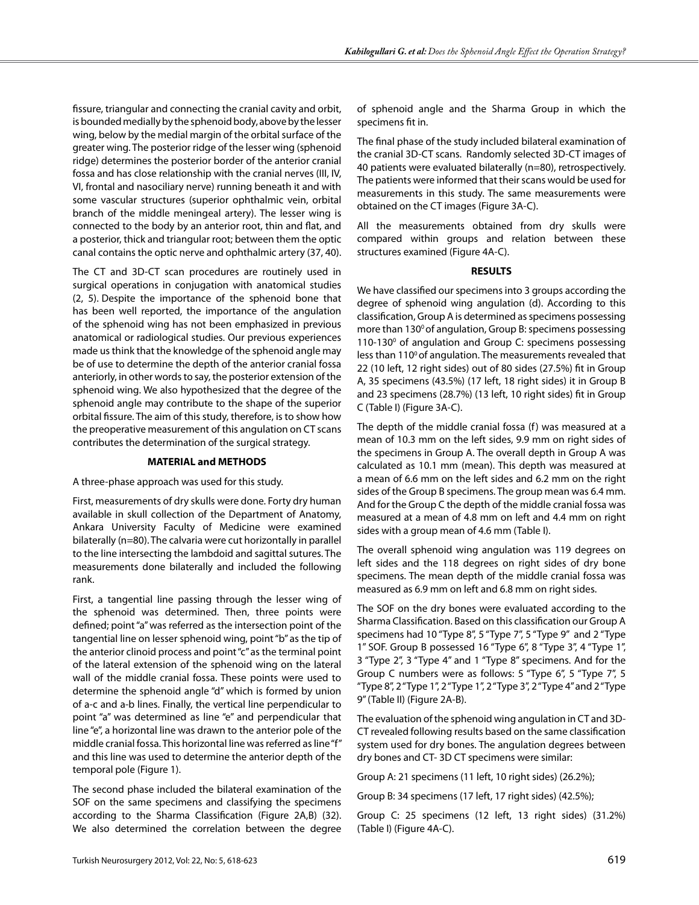fissure, triangular and connecting the cranial cavity and orbit, is bounded medially by the sphenoid body, above by the lesser wing, below by the medial margin of the orbital surface of the greater wing. The posterior ridge of the lesser wing (sphenoid ridge) determines the posterior border of the anterior cranial fossa and has close relationship with the cranial nerves (III, IV, VI, frontal and nasociliary nerve) running beneath it and with some vascular structures (superior ophthalmic vein, orbital branch of the middle meningeal artery). The lesser wing is connected to the body by an anterior root, thin and flat, and a posterior, thick and triangular root; between them the optic canal contains the optic nerve and ophthalmic artery (37, 40).

The CT and 3D-CT scan procedures are routinely used in surgical operations in conjugation with anatomical studies (2, 5). Despite the importance of the sphenoid bone that has been well reported, the importance of the angulation of the sphenoid wing has not been emphasized in previous anatomical or radiological studies. Our previous experiences made us think that the knowledge of the sphenoid angle may be of use to determine the depth of the anterior cranial fossa anteriorly, in other words to say, the posterior extension of the sphenoid wing. We also hypothesized that the degree of the sphenoid angle may contribute to the shape of the superior orbital fissure. The aim of this study, therefore, is to show how the preoperative measurement of this angulation on CT scans contributes the determination of the surgical strategy.

## MATERIAL and METHODS

A three-phase approach was used for this study.

First, measurements of dry skulls were done. Forty dry human available in skull collection of the Department of Anatomy, Ankara University Faculty of Medicine were examined bilaterally (n=80). The calvaria were cut horizontally in parallel to the line intersecting the lambdoid and sagittal sutures. The measurements done bilaterally and included the following rank.

First, a tangential line passing through the lesser wing of the sphenoid was determined. Then, three points were defined; point "a" was referred as the intersection point of the tangential line on lesser sphenoid wing, point "b" as the tip of the anterior clinoid process and point "c" as the terminal point of the lateral extension of the sphenoid wing on the lateral wall of the middle cranial fossa. These points were used to determine the sphenoid angle "d" which is formed by union of a-c and a-b lines. Finally, the vertical line perpendicular to point "a" was determined as line "e" and perpendicular that line "e", a horizontal line was drawn to the anterior pole of the middle cranial fossa. This horizontal line was referred as line "f" and this line was used to determine the anterior depth of the temporal pole (Figure 1).

The second phase included the bilateral examination of the SOF on the same specimens and classifying the specimens according to the Sharma Classification (Figure 2A,B) (32). We also determined the correlation between the degree of sphenoid angle and the Sharma Group in which the specimens fit in.

The final phase of the study included bilateral examination of the cranial 3D-CT scans. Randomly selected 3D-CT images of 40 patients were evaluated bilaterally (n=80), retrospectively. The patients were informed that their scans would be used for measurements in this study. The same measurements were obtained on the CT images (Figure 3A-C).

All the measurements obtained from dry skulls were compared within groups and relation between these structures examined (Figure 4A-C).

## RESULTS

We have classified our specimens into 3 groups according the degree of sphenoid wing angulation (d). According to this classification, Group A is determined as specimens possessing more than 130$^0$ of angulation, Group B: specimens possessing 110-130$^0$ of angulation and Group C: specimens possessing less than 110$^0$ of angulation. The measurements revealed that 22 (10 left, 12 right sides) out of 80 sides (27.5%) fit in Group A, 35 specimens (43.5%) (17 left, 18 right sides) it in Group B and 23 specimens (28.7%) (13 left, 10 right sides) fit in Group C (Table I) (Figure 3A-C).

The depth of the middle cranial fossa (f) was measured at a mean of 10.3 mm on the left sides, 9.9 mm on right sides of the specimens in Group A. The overall depth in Group A was calculated as 10.1 mm (mean). This depth was measured at a mean of 6.6 mm on the left sides and 6.2 mm on the right sides of the Group B specimens. The group mean was 6.4 mm. And for the Group C the depth of the middle cranial fossa was measured at a mean of 4.8 mm on left and 4.4 mm on right sides with a group mean of 4.6 mm (Table I).

The overall sphenoid wing angulation was 119 degrees on left sides and the 118 degrees on right sides of dry bone specimens. The mean depth of the middle cranial fossa was measured as 6.9 mm on left and 6.8 mm on right sides.

The SOF on the dry bones were evaluated according to the Sharma Classification. Based on this classification our Group A specimens had 10 "Type 8", 5 "Type 7", 5 "Type 9" and 2 "Type 1" SOF. Group B possessed 16 "Type 6", 8 "Type 3", 4 "Type 1", 3 "Type 2", 3 "Type 4" and 1 "Type 8" specimens. And for the Group C numbers were as follows: 5 "Type 6", 5 "Type 7", 5 "Type 8", 2 "Type 1", 2 "Type 1", 2 "Type 3", 2 "Type 4" and 2 "Type 9" (Table II) (Figure 2A-B).

The evaluation of the sphenoid wing angulation in CT and 3D-CT revealed following results based on the same classification system used for dry bones. The angulation degrees between dry bones and CT- 3D CT specimens were similar:

Group A: 21 specimens (11 left, 10 right sides) (26.2%);

Group B: 34 specimens (17 left, 17 right sides) (42.5%);

Group C: 25 specimens (12 left, 13 right sides) (31.2%) (Table I) (Figure 4A-C).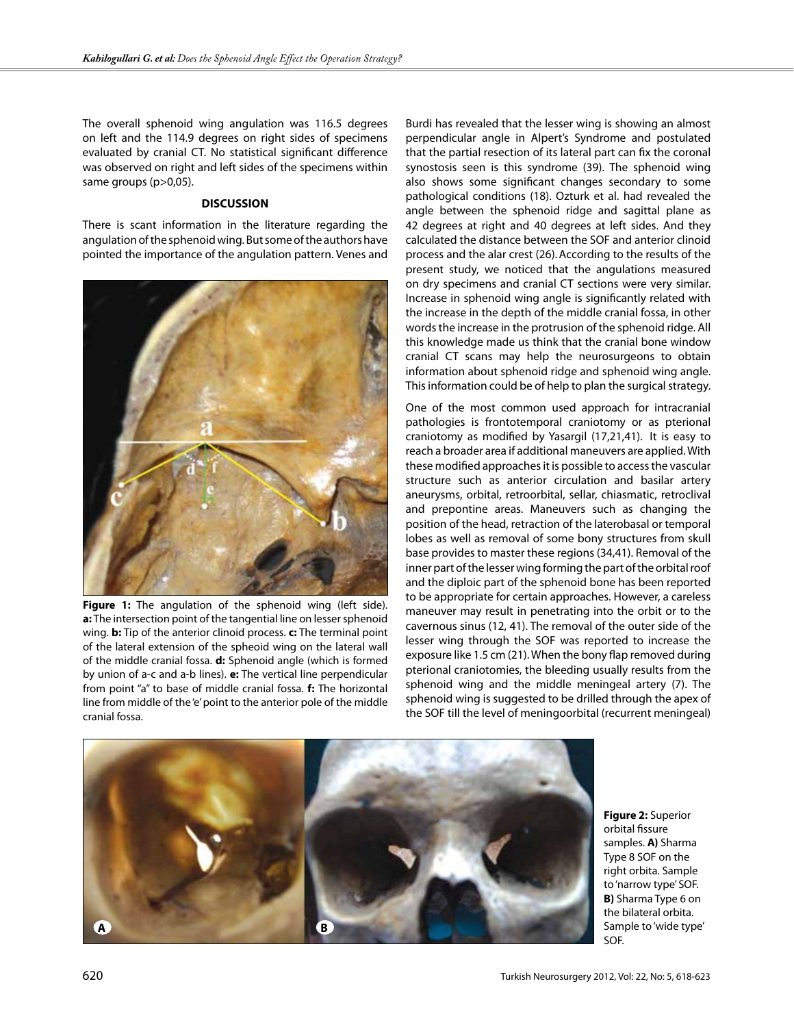The overall sphenoid wing angulation was 116.5 degrees on left and the 114.9 degrees on right sides of specimens evaluated by cranial CT. No statistical significant difference was observed on right and left sides of the specimens within same groups (p>0,05).

## DISCUSSION

There is scant information in the literature regarding the angulation of the sphenoid wing. But some of the authors have pointed the importance of the angulation pattern. Venes and Burdi has revealed that the lesser wing is showing an almost perpendicular angle in Alpert's Syndrome and postulated that the partial resection of its lateral part can fix the coronal synostosis seen is this syndrome (39). The sphenoid wing also shows some significant changes secondary to some pathological conditions (18). Ozturk et al. had revealed the angle between the sphenoid ridge and sagittal plane as 42 degrees at right and 40 degrees at left sides. And they calculated the distance between the SOF and anterior clinoid process and the alar crest (26). According to the results of the present study, we noticed that the angulations measured on dry specimens and cranial CT sections were very similar. Increase in sphenoid wing angle is significantly related with the increase in the depth of the middle cranial fossa, in other words the increase in the protrusion of the sphenoid ridge. All this knowledge made us think that the cranial bone window cranial CT scans may help the neurosurgeons to obtain information about sphenoid ridge and sphenoid wing angle. This information could be of help to plan the surgical strategy.

**Figure 1:** The angulation of the sphenoid wing (left side). **a:** The intersection point of the tangential line on lesser sphenoid wing. **b:** Tip of the anterior clinoid process. **c:** The terminal point of the lateral extension of the spheoid wing on the lateral wall of the middle cranial fossa. **d:** Sphenoid angle (which is formed by union of a-c and a-b lines). **e:** The vertical line perpendicular from point "a" to base of middle cranial fossa. **f:** The horizontal line from middle of the 'e' point to the anterior pole of the middle cranial fossa.

One of the most common used approach for intracranial pathologies is frontotemporal craniotomy or as pterional craniotomy as modified by Yasargil (17,21,41). It is easy to reach a broader area if additional maneuvers are applied. With these modified approaches it is possible to access the vascular structure such as anterior circulation and basilar artery aneurysms, orbital, retroorbital, sellar, chiasmatic, retroclival and prepontine areas. Maneuvers such as changing the position of the head, retraction of the laterobasal or temporal lobes as well as removal of some bony structures from skull base provides to master these regions (34,41). Removal of the inner part of the lesser wing forming the part of the orbital roof and the diploic part of the sphenoid bone has been reported to be appropriate for certain approaches. However, a careless maneuver may result in penetrating into the orbit or to the cavernous sinus (12, 41). The removal of the outer side of the lesser wing through the SOF was reported to increase the exposure like 1.5 cm (21). When the bony flap removed during pterional craniotomies, the bleeding usually results from the sphenoid wing and the middle meningeal artery (7). The sphenoid wing is suggested to be drilled through the apex of the SOF till the level of meningoorbital (recurrent meningeal)

**Figure 2:** Superior orbital fissure samples. **A)** Sharma Type 8 SOF on the right orbita. Sample to 'narrow type' SOF. **B)** Sharma Type 6 on the bilateral orbita. Sample to 'wide type' SOF.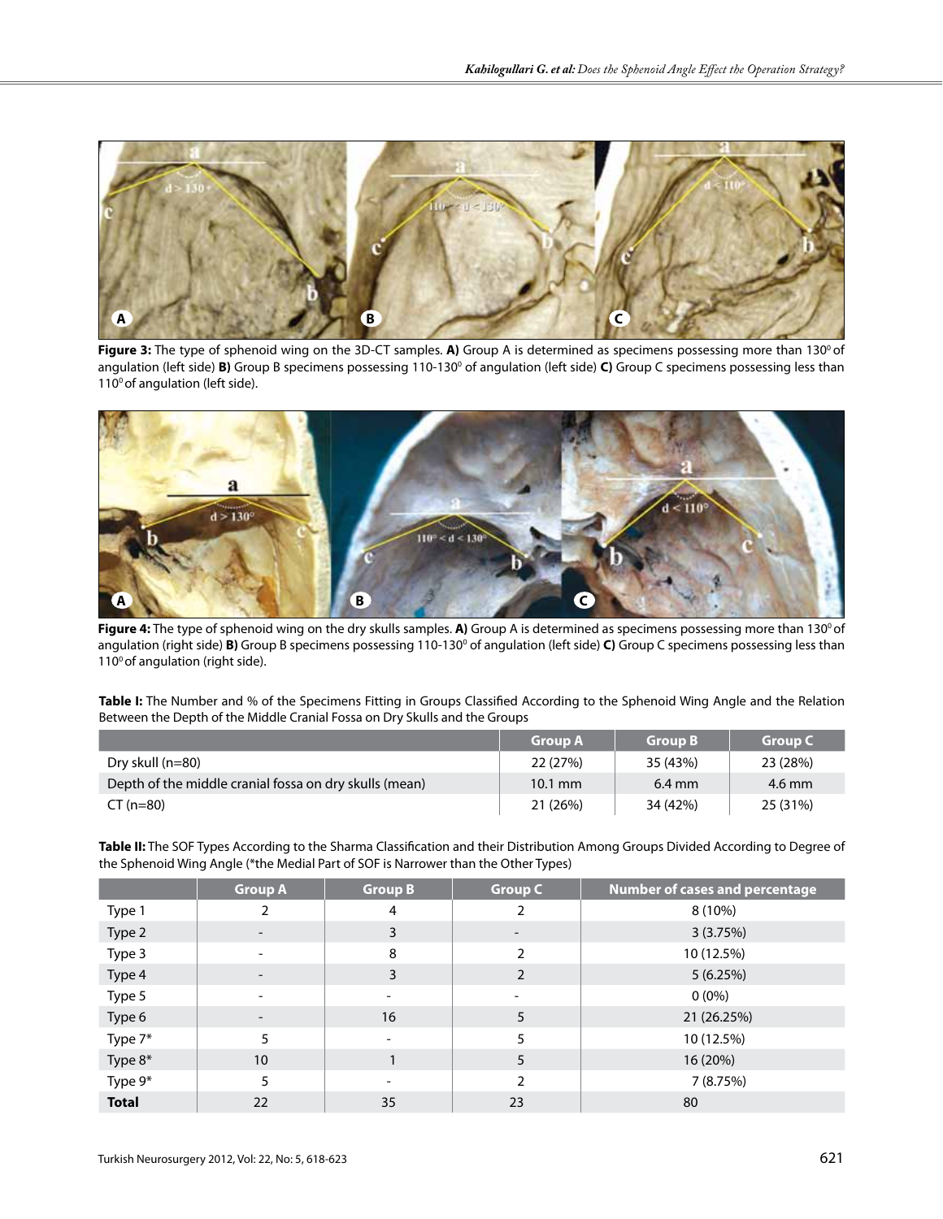**Figure 3:** The type of sphenoid wing on the 3D-CT samples. **A)** Group A is determined as specimens possessing more than 130$^0$ of angulation (left side) **B)** Group B specimens possessing 110-130$^0$ of angulation (left side) **C)** Group C specimens possessing less than 110$^0$ of angulation (left side).

**Figure 4:** The type of sphenoid wing on the dry skulls samples. **A)** Group A is determined as specimens possessing more than 130$^0$ of angulation (right side) **B)** Group B specimens possessing 110-130$^0$ of angulation (left side) **C)** Group C specimens possessing less than 110$^0$ of angulation (right side).

**Table I:** The Number and % of the Specimens Fitting in Groups Classified According to the Sphenoid Wing Angle and the Relation Between the Depth of the Middle Cranial Fossa on Dry Skulls and the Groups

| | Group A | Group B | Group C |
|---|---|---|---|
| Dry skull (n=80) | 22 (27%) | 35 (43%) | 23 (28%) |
| Depth of the middle cranial fossa on dry skulls (mean) | 10.1 mm | 6.4 mm | 4.6 mm |
| CT (n=80) | 21 (26%) | 34 (42%) | 25 (31%) |

**Table II:** The SOF Types According to the Sharma Classification and their Distribution Among Groups Divided According to Degree of the Sphenoid Wing Angle (*the Medial Part of SOF is Narrower than the Other Types)

| | Group A | Group B | Group C | Number of cases and percentage |
|---|---|---|---|---|
| Type 1 | 2 | 4 | 2 | 8 (10%) |
| Type 2 | - | 3 | - | 3 (3.75%) |
| Type 3 | - | 8 | 2 | 10 (12.5%) |
| Type 4 | - | 3 | 2 | 5 (6.25%) |
| Type 5 | - | - | - | 0 (0%) |
| Type 6 | - | 16 | 5 | 21 (26.25%) |
| Type 7* | 5 | - | 5 | 10 (12.5%) |
| Type 8* | 10 | 1 | 5 | 16 (20%) |
| Type 9* | 5 | - | 2 | 7 (8.75%) |
| **Total** | 22 | 35 | 23 | 80 |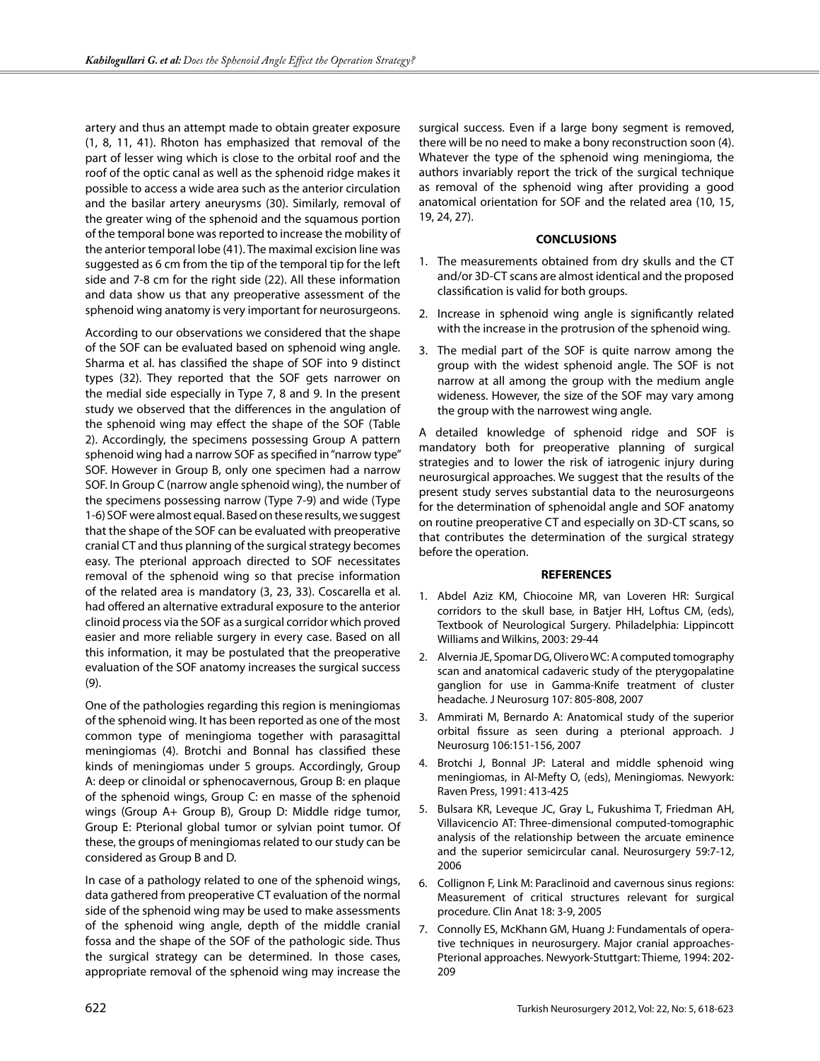artery and thus an attempt made to obtain greater exposure (1, 8, 11, 41). Rhoton has emphasized that removal of the part of lesser wing which is close to the orbital roof and the roof of the optic canal as well as the sphenoid ridge makes it possible to access a wide area such as the anterior circulation and the basilar artery aneurysms (30). Similarly, removal of the greater wing of the sphenoid and the squamous portion of the temporal bone was reported to increase the mobility of the anterior temporal lobe (41). The maximal excision line was suggested as 6 cm from the tip of the temporal tip for the left side and 7-8 cm for the right side (22). All these information and data show us that any preoperative assessment of the sphenoid wing anatomy is very important for neurosurgeons.

According to our observations we considered that the shape of the SOF can be evaluated based on sphenoid wing angle. Sharma et al. has classified the shape of SOF into 9 distinct types (32). They reported that the SOF gets narrower on the medial side especially in Type 7, 8 and 9. In the present study we observed that the differences in the angulation of the sphenoid wing may effect the shape of the SOF (Table 2). Accordingly, the specimens possessing Group A pattern sphenoid wing had a narrow SOF as specified in "narrow type" SOF. However in Group B, only one specimen had a narrow SOF. In Group C (narrow angle sphenoid wing), the number of the specimens possessing narrow (Type 7-9) and wide (Type 1-6) SOF were almost equal. Based on these results, we suggest that the shape of the SOF can be evaluated with preoperative cranial CT and thus planning of the surgical strategy becomes easy. The pterional approach directed to SOF necessitates removal of the sphenoid wing so that precise information of the related area is mandatory (3, 23, 33). Coscarella et al. had offered an alternative extradural exposure to the anterior clinoid process via the SOF as a surgical corridor which proved easier and more reliable surgery in every case. Based on all this information, it may be postulated that the preoperative evaluation of the SOF anatomy increases the surgical success (9).

One of the pathologies regarding this region is meningiomas of the sphenoid wing. It has been reported as one of the most common type of meningioma together with parasagittal meningiomas (4). Brotchi and Bonnal has classified these kinds of meningiomas under 5 groups. Accordingly, Group A: deep or clinoidal or sphenocavernous, Group B: en plaque of the sphenoid wings, Group C: en masse of the sphenoid wings (Group A+ Group B), Group D: Middle ridge tumor, Group E: Pterional global tumor or sylvian point tumor. Of these, the groups of meningiomas related to our study can be considered as Group B and D.

In case of a pathology related to one of the sphenoid wings, data gathered from preoperative CT evaluation of the normal side of the sphenoid wing may be used to make assessments of the sphenoid wing angle, depth of the middle cranial fossa and the shape of the SOF of the pathologic side. Thus the surgical strategy can be determined. In those cases, appropriate removal of the sphenoid wing may increase the surgical success. Even if a large bony segment is removed, there will be no need to make a bony reconstruction soon (4). Whatever the type of the sphenoid wing meningioma, the authors invariably report the trick of the surgical technique as removal of the sphenoid wing after providing a good anatomical orientation for SOF and the related area (10, 15, 19, 24, 27).

## CONCLUSIONS

1. The measurements obtained from dry skulls and the CT and/or 3D-CT scans are almost identical and the proposed classification is valid for both groups.
2. Increase in sphenoid wing angle is significantly related with the increase in the protrusion of the sphenoid wing.
3. The medial part of the SOF is quite narrow among the group with the widest sphenoid angle. The SOF is not narrow at all among the group with the medium angle wideness. However, the size of the SOF may vary among the group with the narrowest wing angle.

A detailed knowledge of sphenoid ridge and SOF is mandatory both for preoperative planning of surgical strategies and to lower the risk of iatrogenic injury during neurosurgical approaches. We suggest that the results of the present study serves substantial data to the neurosurgeons for the determination of sphenoidal angle and SOF anatomy on routine preoperative CT and especially on 3D-CT scans, so that contributes the determination of the surgical strategy before the operation.

## REFERENCES

1. Abdel Aziz KM, Chiocoine MR, van Loveren HR: Surgical corridors to the skull base, in Batjer HH, Loftus CM, (eds), Textbook of Neurological Surgery. Philadelphia: Lippincott Williams and Wilkins, 2003: 29-44
2. Alvernia JE, Spomar DG, Olivero WC: A computed tomography scan and anatomical cadaveric study of the pterygopalatine ganglion for use in Gamma-Knife treatment of cluster headache. J Neurosurg 107: 805-808, 2007
3. Ammirati M, Bernardo A: Anatomical study of the superior orbital fissure as seen during a pterional approach. J Neurosurg 106:151-156, 2007
4. Brotchi J, Bonnal JP: Lateral and middle sphenoid wing meningiomas, in Al-Mefty O, (eds), Meningiomas. Newyork: Raven Press, 1991: 413-425
5. Bulsara KR, Leveque JC, Gray L, Fukushima T, Friedman AH, Villavicencio AT: Three-dimensional computed-tomographic analysis of the relationship between the arcuate eminence and the superior semicircular canal. Neurosurgery 59:7-12, 2006
6. Collignon F, Link M: Paraclinoid and cavernous sinus regions: Measurement of critical structures relevant for surgical procedure. Clin Anat 18: 3-9, 2005
7. Connolly ES, McKhann GM, Huang J: Fundamentals of operative techniques in neurosurgery. Major cranial approaches- Pterional approaches. Newyork-Stuttgart: Thieme, 1994: 202-209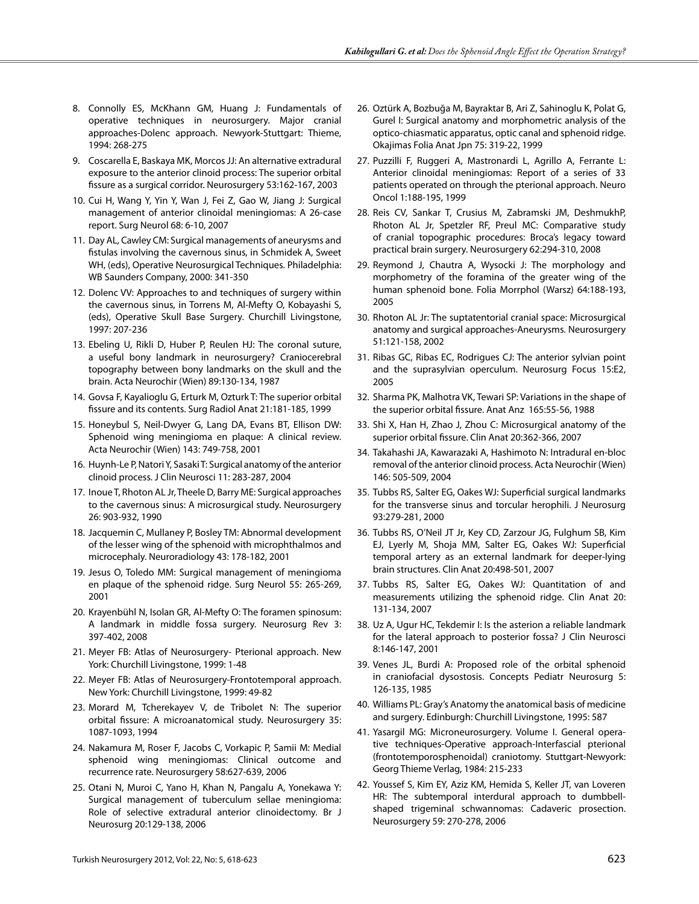8. Connolly ES, McKhann GM, Huang J: Fundamentals of operative techniques in neurosurgery. Major cranial approaches-Dolenc approach. Newyork-Stuttgart: Thieme, 1994: 268-275
9. Coscarella E, Baskaya MK, Morcos JJ: An alternative extradural exposure to the anterior clinoid process: The superior orbital fissure as a surgical corridor. Neurosurgery 53:162-167, 2003
10. Cui H, Wang Y, Yin Y, Wan J, Fei Z, Gao W, Jiang J: Surgical management of anterior clinoidal meningiomas: A 26-case report. Surg Neurol 68: 6-10, 2007
11. Day AL, Cawley CM: Surgical managements of aneurysms and fistulas involving the cavernous sinus, in Schmidek A, Sweet WH, (eds), Operative Neurosurgical Techniques. Philadelphia: WB Saunders Company, 2000: 341-350
12. Dolenc VV: Approaches to and techniques of surgery within the cavernous sinus, in Torrens M, Al-Mefty O, Kobayashi S, (eds), Operative Skull Base Surgery. Churchill Livingstone, 1997: 207-236
13. Ebeling U, Rikli D, Huber P, Reulen HJ: The coronal suture, a useful bony landmark in neurosurgery? Craniocerebral topography between bony landmarks on the skull and the brain. Acta Neurochir (Wien) 89:130-134, 1987
14. Govsa F, Kayalioglu G, Erturk M, Ozturk T: The superior orbital fissure and its contents. Surg Radiol Anat 21:181-185, 1999
15. Honeybul S, Neil-Dwyer G, Lang DA, Evans BT, Ellison DW: Sphenoid wing meningioma en plaque: A clinical review. Acta Neurochir (Wien) 143: 749-758, 2001
16. Huynh-Le P, Natori Y, Sasaki T: Surgical anatomy of the anterior clinoid process. J Clin Neurosci 11: 283-287, 2004
17. Inoue T, Rhoton AL Jr, Theele D, Barry ME: Surgical approaches to the cavernous sinus: A microsurgical study. Neurosurgery 26: 903-932, 1990
18. Jacquemin C, Mullaney P, Bosley TM: Abnormal development of the lesser wing of the sphenoid with microphthalmos and microcephaly. Neuroradiology 43: 178-182, 2001
19. Jesus O, Toledo MM: Surgical management of meningioma en plaque of the sphenoid ridge. Surg Neurol 55: 265-269, 2001
20. Krayenbühl N, Isolan GR, Al-Mefty O: The foramen spinosum: A landmark in middle fossa surgery. Neurosurg Rev 3: 397-402, 2008
21. Meyer FB: Atlas of Neurosurgery- Pterional approach. New York: Churchill Livingstone, 1999: 1-48
22. Meyer FB: Atlas of Neurosurgery-Frontotemporal approach. New York: Churchill Livingstone, 1999: 49-82
23. Morard M, Tcherekayev V, de Tribolet N: The superior orbital fissure: A microanatomical study. Neurosurgery 35: 1087-1093, 1994
24. Nakamura M, Roser F, Jacobs C, Vorkapic P, Samii M: Medial sphenoid wing meningiomas: Clinical outcome and recurrence rate. Neurosurgery 58:627-639, 2006
25. Otani N, Muroi C, Yano H, Khan N, Pangalu A, Yonekawa Y: Surgical management of tuberculum sellae meningioma: Role of selective extradural anterior clinoidectomy. Br J Neurosurg 20:129-138, 2006
26. Oztürk A, Bozbuğa M, Bayraktar B, Ari Z, Sahinoglu K, Polat G, Gurel I: Surgical anatomy and morphometric analysis of the optico-chiasmatic apparatus, optic canal and sphenoid ridge. Okajimas Folia Anat Jpn 75: 319-22, 1999
27. Puzzilli F, Ruggeri A, Mastronardi L, Agrillo A, Ferrante L: Anterior clinoidal meningiomas: Report of a series of 33 patients operated on through the pterional approach. Neuro Oncol 1:188-195, 1999
28. Reis CV, Sankar T, Crusius M, Zabramski JM, DeshmukhP, Rhoton AL Jr, Spetzler RF, Preul MC: Comparative study of cranial topographic procedures: Broca's legacy toward practical brain surgery. Neurosurgery 62:294-310, 2008
29. Reymond J, Chautra A, Wysocki J: The morphology and morphometry of the foramina of the greater wing of the human sphenoid bone. Folia Morrphol (Warsz) 64:188-193, 2005
30. Rhoton AL Jr: The suptatentorial cranial space: Microsurgical anatomy and surgical approaches-Aneurysms. Neurosurgery 51:121-158, 2002
31. Ribas GC, Ribas EC, Rodrigues CJ: The anterior sylvian point and the suprasylvian operculum. Neurosurg Focus 15:E2, 2005
32. Sharma PK, Malhotra VK, Tewari SP: Variations in the shape of the superior orbital fissure. Anat Anz 165:55-56, 1988
33. Shi X, Han H, Zhao J, Zhou C: Microsurgical anatomy of the superior orbital fissure. Clin Anat 20:362-366, 2007
34. Takahashi JA, Kawarazaki A, Hashimoto N: Intradural en-bloc removal of the anterior clinoid process. Acta Neurochir (Wien) 146: 505-509, 2004
35. Tubbs RS, Salter EG, Oakes WJ: Superficial surgical landmarks for the transverse sinus and torcular herophili. J Neurosurg 93:279-281, 2000
36. Tubbs RS, O'Neil JT Jr, Key CD, Zarzour JG, Fulghum SB, Kim EJ, Lyerly M, Shoja MM, Salter EG, Oakes WJ: Superficial temporal artery as an external landmark for deeper-lying brain structures. Clin Anat 20:498-501, 2007
37. Tubbs RS, Salter EG, Oakes WJ: Quantitation of and measurements utilizing the sphenoid ridge. Clin Anat 20: 131-134, 2007
38. Uz A, Ugur HC, Tekdemir I: Is the asterion a reliable landmark for the lateral approach to posterior fossa? J Clin Neurosci 8:146-147, 2001
39. Venes JL, Burdi A: Proposed role of the orbital sphenoid in craniofacial dysostosis. Concepts Pediatr Neurosurg 5: 126-135, 1985
40. Williams PL: Gray's Anatomy the anatomical basis of medicine and surgery. Edinburgh: Churchill Livingstone, 1995: 587
41. Yasargil MG: Microneurosurgery. Volume I. General operative techniques-Operative approach-Interfascial pterional (frontotemporosphenoidal) craniotomy. Stuttgart-Newyork: Georg Thieme Verlag, 1984: 215-233
42. Youssef S, Kim EY, Aziz KM, Hemida S, Keller JT, van Loveren HR: The subtemporal interdural approach to dumbbell-shaped trigeminal schwannomas: Cadaveric prosection. Neurosurgery 59: 270-278, 2006